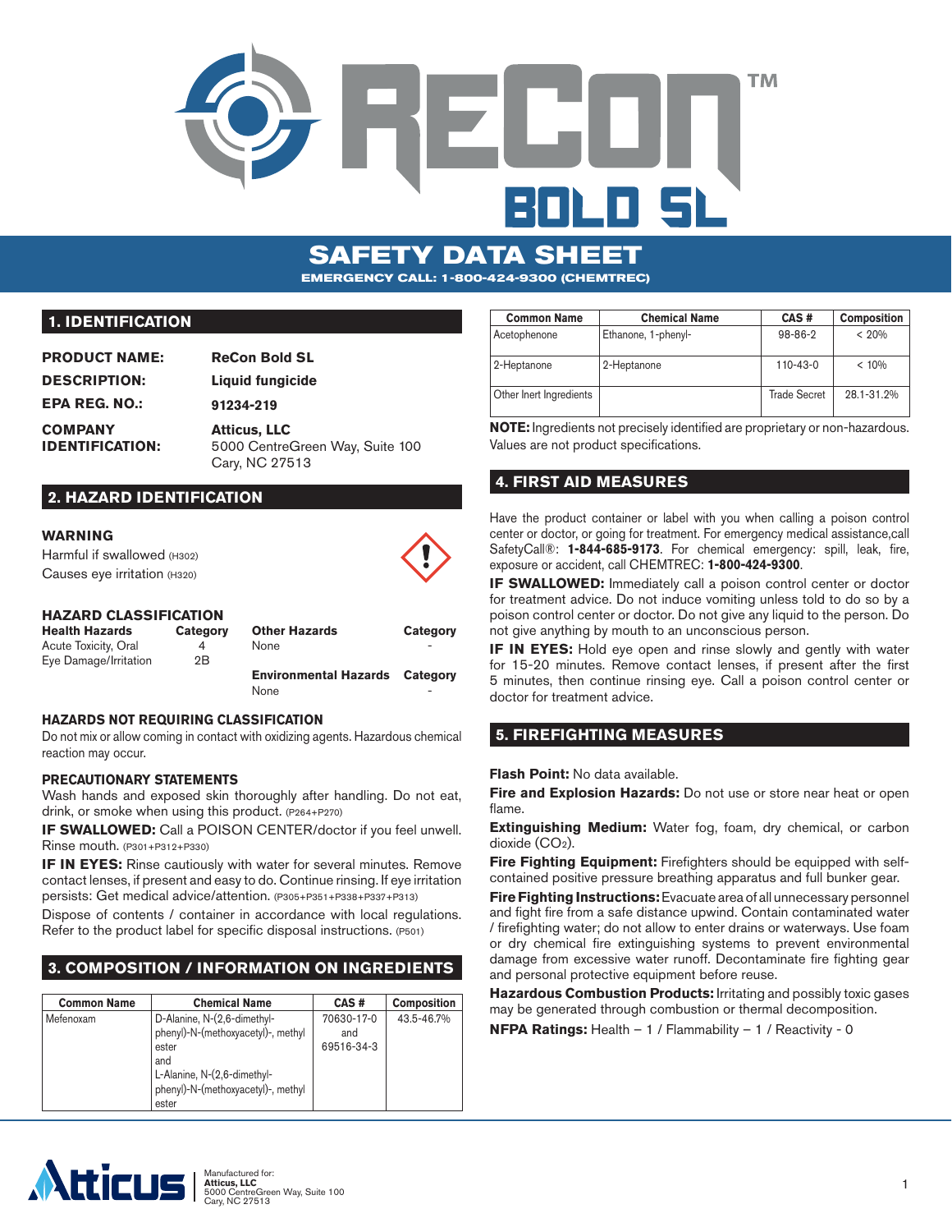# ReCon™ BOLD SL

## SAFETY DATA SHEET

**EMERGENCY CALL: 1-800-424-9300 (CHEMTREC)**

## 1. IDENTIFICATION

**PRODUCT NAME:** ReCon Bold SL

**DESCRIPTION:** Liquid fungicide

**EPA REG. NO.:** 91234-219

**COMPANY IDENTIFICATION:** Atticus, LLC
5000 CentreGreen Way, Suite 100
Cary, NC 27513

## 2. HAZARD IDENTIFICATION

**WARNING**

Harmful if swallowed (H302)

Causes eye irritation (H320)

### HAZARD CLASSIFICATION

| Health Hazards | Category |
|---|---|
| Acute Toxicity, Oral | 4 |
| Eye Damage/Irritation | 2B |

| Other Hazards | Category |
|---|---|
| None | - |

| Environmental Hazards | Category |
|---|---|
| None | - |

### HAZARDS NOT REQUIRING CLASSIFICATION

Do not mix or allow coming in contact with oxidizing agents. Hazardous chemical reaction may occur.

### PRECAUTIONARY STATEMENTS

Wash hands and exposed skin thoroughly after handling. Do not eat, drink, or smoke when using this product. (P264+P270)

**IF SWALLOWED:** Call a POISON CENTER/doctor if you feel unwell. Rinse mouth. (P301+P312+P330)

**IF IN EYES:** Rinse cautiously with water for several minutes. Remove contact lenses, if present and easy to do. Continue rinsing. If eye irritation persists: Get medical advice/attention. (P305+P351+P338+P337+P313)

Dispose of contents / container in accordance with local regulations. Refer to the product label for specific disposal instructions. (P501)

## 3. COMPOSITION / INFORMATION ON INGREDIENTS

| Common Name | Chemical Name | CAS # | Composition |
|---|---|---|---|
| Mefenoxam | D-Alanine, N-(2,6-dimethyl-phenyl)-N-(methoxyacetyl)-, methyl ester and L-Alanine, N-(2,6-dimethyl-phenyl)-N-(methoxyacetyl)-, methyl ester | 70630-17-0 and 69516-34-3 | 43.5-46.7% |
| Acetophenone | Ethanone, 1-phenyl- | 98-86-2 | < 20% |
| 2-Heptanone | 2-Heptanone | 110-43-0 | < 10% |
| Other Inert Ingredients | | Trade Secret | 28.1-31.2% |

**NOTE:** Ingredients not precisely identified are proprietary or non-hazardous. Values are not product specifications.

## 4. FIRST AID MEASURES

Have the product container or label with you when calling a poison control center or doctor, or going for treatment. For emergency medical assistance,call SafetyCall®: **1-844-685-9173**. For chemical emergency: spill, leak, fire, exposure or accident, call CHEMTREC: **1-800-424-9300**.

**IF SWALLOWED:** Immediately call a poison control center or doctor for treatment advice. Do not induce vomiting unless told to do so by a poison control center or doctor. Do not give any liquid to the person. Do not give anything by mouth to an unconscious person.

**IF IN EYES:** Hold eye open and rinse slowly and gently with water for 15-20 minutes. Remove contact lenses, if present after the first 5 minutes, then continue rinsing eye. Call a poison control center or doctor for treatment advice.

## 5. FIREFIGHTING MEASURES

**Flash Point:** No data available.

**Fire and Explosion Hazards:** Do not use or store near heat or open flame.

**Extinguishing Medium:** Water fog, foam, dry chemical, or carbon dioxide ($CO_2$).

**Fire Fighting Equipment:** Firefighters should be equipped with self-contained positive pressure breathing apparatus and full bunker gear.

**Fire Fighting Instructions:** Evacuate area of all unnecessary personnel and fight fire from a safe distance upwind. Contain contaminated water / firefighting water; do not allow to enter drains or waterways. Use foam or dry chemical fire extinguishing systems to prevent environmental damage from excessive water runoff. Decontaminate fire fighting gear and personal protective equipment before reuse.

**Hazardous Combustion Products:** Irritating and possibly toxic gases may be generated through combustion or thermal decomposition.

**NFPA Ratings:** Health – 1 / Flammability – 1 / Reactivity - 0

Manufactured for:
**Atticus, LLC**
5000 CentreGreen Way, Suite 100
Cary, NC 27513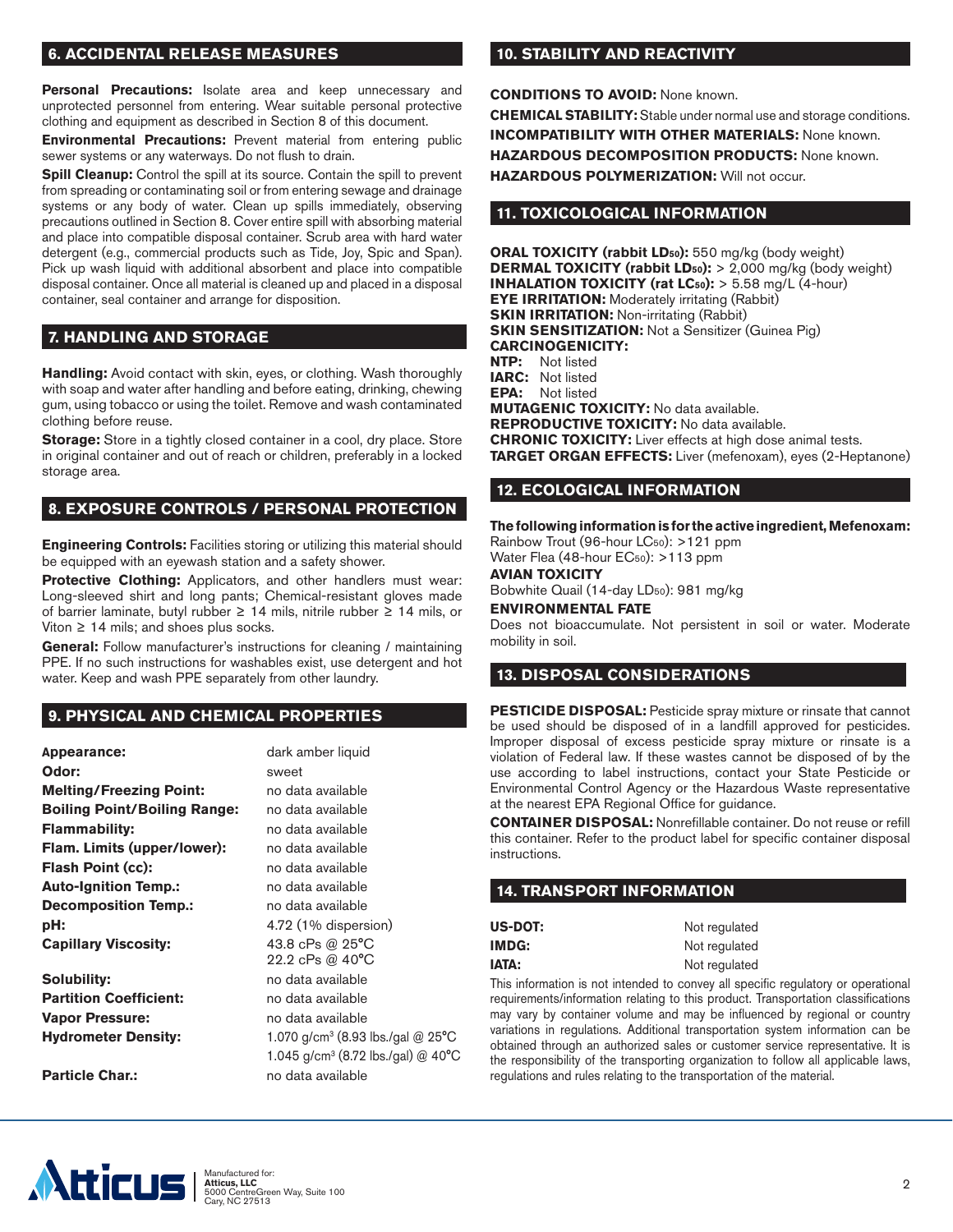## 6. ACCIDENTAL RELEASE MEASURES

**Personal Precautions:** Isolate area and keep unnecessary and unprotected personnel from entering. Wear suitable personal protective clothing and equipment as described in Section 8 of this document.

**Environmental Precautions:** Prevent material from entering public sewer systems or any waterways. Do not flush to drain.

**Spill Cleanup:** Control the spill at its source. Contain the spill to prevent from spreading or contaminating soil or from entering sewage and drainage systems or any body of water. Clean up spills immediately, observing precautions outlined in Section 8. Cover entire spill with absorbing material and place into compatible disposal container. Scrub area with hard water detergent (e.g., commercial products such as Tide, Joy, Spic and Span). Pick up wash liquid with additional absorbent and place into compatible disposal container. Once all material is cleaned up and placed in a disposal container, seal container and arrange for disposition.

## 7. HANDLING AND STORAGE

**Handling:** Avoid contact with skin, eyes, or clothing. Wash thoroughly with soap and water after handling and before eating, drinking, chewing gum, using tobacco or using the toilet. Remove and wash contaminated clothing before reuse.

**Storage:** Store in a tightly closed container in a cool, dry place. Store in original container and out of reach or children, preferably in a locked storage area.

## 8. EXPOSURE CONTROLS / PERSONAL PROTECTION

**Engineering Controls:** Facilities storing or utilizing this material should be equipped with an eyewash station and a safety shower.

**Protective Clothing:** Applicators, and other handlers must wear: Long-sleeved shirt and long pants; Chemical-resistant gloves made of barrier laminate, butyl rubber ≥ 14 mils, nitrile rubber ≥ 14 mils, or Viton ≥ 14 mils; and shoes plus socks.

**General:** Follow manufacturer's instructions for cleaning / maintaining PPE. If no such instructions for washables exist, use detergent and hot water. Keep and wash PPE separately from other laundry.

## 9. PHYSICAL AND CHEMICAL PROPERTIES

| | |
|---|---|
| **Appearance:** | dark amber liquid |
| **Odor:** | sweet |
| **Melting/Freezing Point:** | no data available |
| **Boiling Point/Boiling Range:** | no data available |
| **Flammability:** | no data available |
| **Flam. Limits (upper/lower):** | no data available |
| **Flash Point (cc):** | no data available |
| **Auto-Ignition Temp.:** | no data available |
| **Decomposition Temp.:** | no data available |
| **pH:** | 4.72 (1% dispersion) |
| **Capillary Viscosity:** | 43.8 cPs @ 25°C<br>22.2 cPs @ 40°C |
| **Solubility:** | no data available |
| **Partition Coefficient:** | no data available |
| **Vapor Pressure:** | no data available |
| **Hydrometer Density:** | 1.070 g/cm$^3$ (8.93 lbs./gal @ 25°C<br>1.045 g/cm$^3$ (8.72 lbs./gal) @ 40°C |
| **Particle Char.:** | no data available |

## 10. STABILITY AND REACTIVITY

**CONDITIONS TO AVOID:** None known.

**CHEMICAL STABILITY:** Stable under normal use and storage conditions.

**INCOMPATIBILITY WITH OTHER MATERIALS:** None known.

**HAZARDOUS DECOMPOSITION PRODUCTS:** None known.

**HAZARDOUS POLYMERIZATION:** Will not occur.

## 11. TOXICOLOGICAL INFORMATION

**ORAL TOXICITY (rabbit $LD_{50}$):** 550 mg/kg (body weight)
**DERMAL TOXICITY (rabbit $LD_{50}$):** > 2,000 mg/kg (body weight)
**INHALATION TOXICITY (rat $LC_{50}$):** > 5.58 mg/L (4-hour)
**EYE IRRITATION:** Moderately irritating (Rabbit)
**SKIN IRRITATION:** Non-irritating (Rabbit)
**SKIN SENSITIZATION:** Not a Sensitizer (Guinea Pig)
**CARCINOGENICITY:**
**NTP:** Not listed
**IARC:** Not listed
**EPA:** Not listed
**MUTAGENIC TOXICITY:** No data available.
**REPRODUCTIVE TOXICITY:** No data available.
**CHRONIC TOXICITY:** Liver effects at high dose animal tests.
**TARGET ORGAN EFFECTS:** Liver (mefenoxam), eyes (2-Heptanone)

## 12. ECOLOGICAL INFORMATION

**The following information is for the active ingredient, Mefenoxam:**
Rainbow Trout (96-hour $LC_{50}$): >121 ppm
Water Flea (48-hour $EC_{50}$): >113 ppm

**AVIAN TOXICITY**
Bobwhite Quail (14-day $LD_{50}$): 981 mg/kg

**ENVIRONMENTAL FATE**
Does not bioaccumulate. Not persistent in soil or water. Moderate mobility in soil.

## 13. DISPOSAL CONSIDERATIONS

**PESTICIDE DISPOSAL:** Pesticide spray mixture or rinsate that cannot be used should be disposed of in a landfill approved for pesticides. Improper disposal of excess pesticide spray mixture or rinsate is a violation of Federal law. If these wastes cannot be disposed of by the use according to label instructions, contact your State Pesticide or Environmental Control Agency or the Hazardous Waste representative at the nearest EPA Regional Office for guidance.

**CONTAINER DISPOSAL:** Nonrefillable container. Do not reuse or refill this container. Refer to the product label for specific container disposal instructions.

## 14. TRANSPORT INFORMATION

| | |
|---|---|
| **US-DOT:** | Not regulated |
| **IMDG:** | Not regulated |
| **IATA:** | Not regulated |

This information is not intended to convey all specific regulatory or operational requirements/information relating to this product. Transportation classifications may vary by container volume and may be influenced by regional or country variations in regulations. Additional transportation system information can be obtained through an authorized sales or customer service representative. It is the responsibility of the transporting organization to follow all applicable laws, regulations and rules relating to the transportation of the material.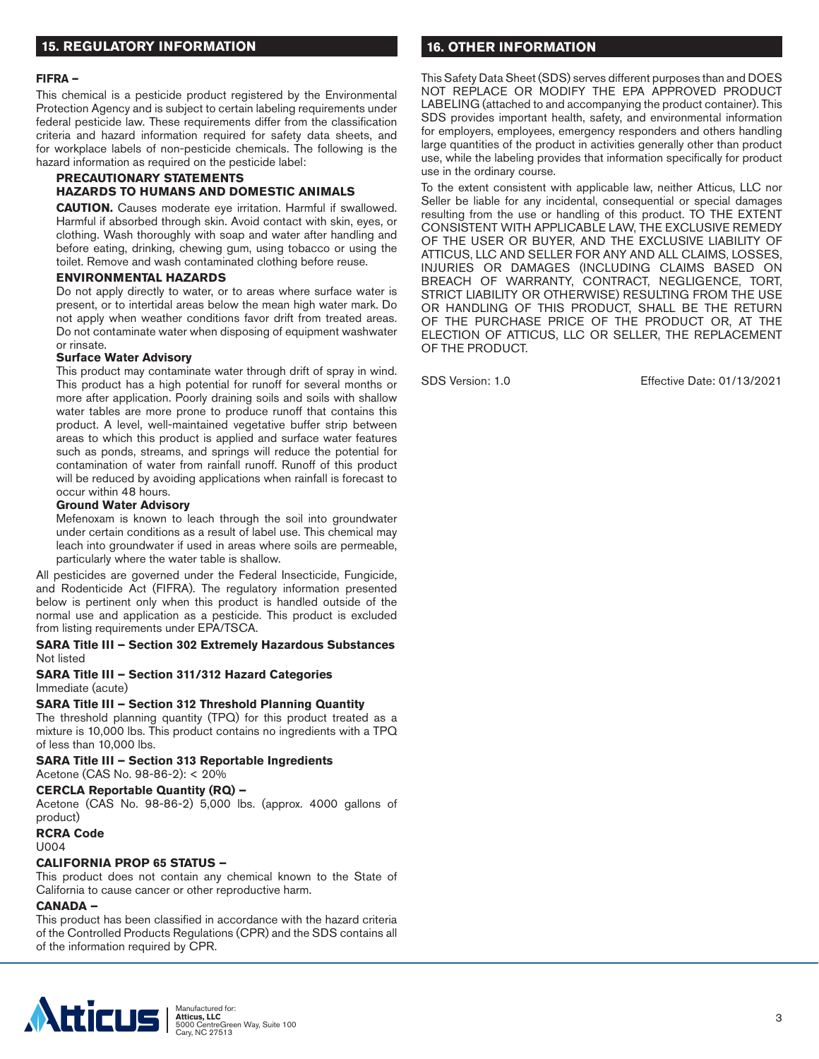## 15. REGULATORY INFORMATION

**FIFRA –**

This chemical is a pesticide product registered by the Environmental Protection Agency and is subject to certain labeling requirements under federal pesticide law. These requirements differ from the classification criteria and hazard information required for safety data sheets, and for workplace labels of non-pesticide chemicals. The following is the hazard information as required on the pesticide label:

**PRECAUTIONARY STATEMENTS**
**HAZARDS TO HUMANS AND DOMESTIC ANIMALS**

**CAUTION.** Causes moderate eye irritation. Harmful if swallowed. Harmful if absorbed through skin. Avoid contact with skin, eyes, or clothing. Wash thoroughly with soap and water after handling and before eating, drinking, chewing gum, using tobacco or using the toilet. Remove and wash contaminated clothing before reuse.

**ENVIRONMENTAL HAZARDS**

Do not apply directly to water, or to areas where surface water is present, or to intertidal areas below the mean high water mark. Do not apply when weather conditions favor drift from treated areas. Do not contaminate water when disposing of equipment washwater or rinsate.

**Surface Water Advisory**

This product may contaminate water through drift of spray in wind. This product has a high potential for runoff for several months or more after application. Poorly draining soils and soils with shallow water tables are more prone to produce runoff that contains this product. A level, well-maintained vegetative buffer strip between areas to which this product is applied and surface water features such as ponds, streams, and springs will reduce the potential for contamination of water from rainfall runoff. Runoff of this product will be reduced by avoiding applications when rainfall is forecast to occur within 48 hours.

**Ground Water Advisory**

Mefenoxam is known to leach through the soil into groundwater under certain conditions as a result of label use. This chemical may leach into groundwater if used in areas where soils are permeable, particularly where the water table is shallow.

All pesticides are governed under the Federal Insecticide, Fungicide, and Rodenticide Act (FIFRA). The regulatory information presented below is pertinent only when this product is handled outside of the normal use and application as a pesticide. This product is excluded from listing requirements under EPA/TSCA.

**SARA Title III – Section 302 Extremely Hazardous Substances**
Not listed

**SARA Title III – Section 311/312 Hazard Categories**
Immediate (acute)

**SARA Title III – Section 312 Threshold Planning Quantity**
The threshold planning quantity (TPQ) for this product treated as a mixture is 10,000 lbs. This product contains no ingredients with a TPQ of less than 10,000 lbs.

**SARA Title III – Section 313 Reportable Ingredients**
Acetone (CAS No. 98-86-2): < 20%

**CERCLA Reportable Quantity (RQ) –**
Acetone (CAS No. 98-86-2) 5,000 lbs. (approx. 4000 gallons of product)

**RCRA Code**
U004

**CALIFORNIA PROP 65 STATUS –**
This product does not contain any chemical known to the State of California to cause cancer or other reproductive harm.

**CANADA –**
This product has been classified in accordance with the hazard criteria of the Controlled Products Regulations (CPR) and the SDS contains all of the information required by CPR.

## 16. OTHER INFORMATION

This Safety Data Sheet (SDS) serves different purposes than and DOES NOT REPLACE OR MODIFY THE EPA APPROVED PRODUCT LABELING (attached to and accompanying the product container). This SDS provides important health, safety, and environmental information for employers, employees, emergency responders and others handling large quantities of the product in activities generally other than product use, while the labeling provides that information specifically for product use in the ordinary course.

To the extent consistent with applicable law, neither Atticus, LLC nor Seller be liable for any incidental, consequential or special damages resulting from the use or handling of this product. TO THE EXTENT CONSISTENT WITH APPLICABLE LAW, THE EXCLUSIVE REMEDY OF THE USER OR BUYER, AND THE EXCLUSIVE LIABILITY OF ATTICUS, LLC AND SELLER FOR ANY AND ALL CLAIMS, LOSSES, INJURIES OR DAMAGES (INCLUDING CLAIMS BASED ON BREACH OF WARRANTY, CONTRACT, NEGLIGENCE, TORT, STRICT LIABILITY OR OTHERWISE) RESULTING FROM THE USE OR HANDLING OF THIS PRODUCT, SHALL BE THE RETURN OF THE PURCHASE PRICE OF THE PRODUCT OR, AT THE ELECTION OF ATTICUS, LLC OR SELLER, THE REPLACEMENT OF THE PRODUCT.

SDS Version: 1.0 Effective Date: 01/13/2021

Atticus

Manufactured for:
**Atticus, LLC**
5000 CentreGreen Way, Suite 100
Cary, NC 27513